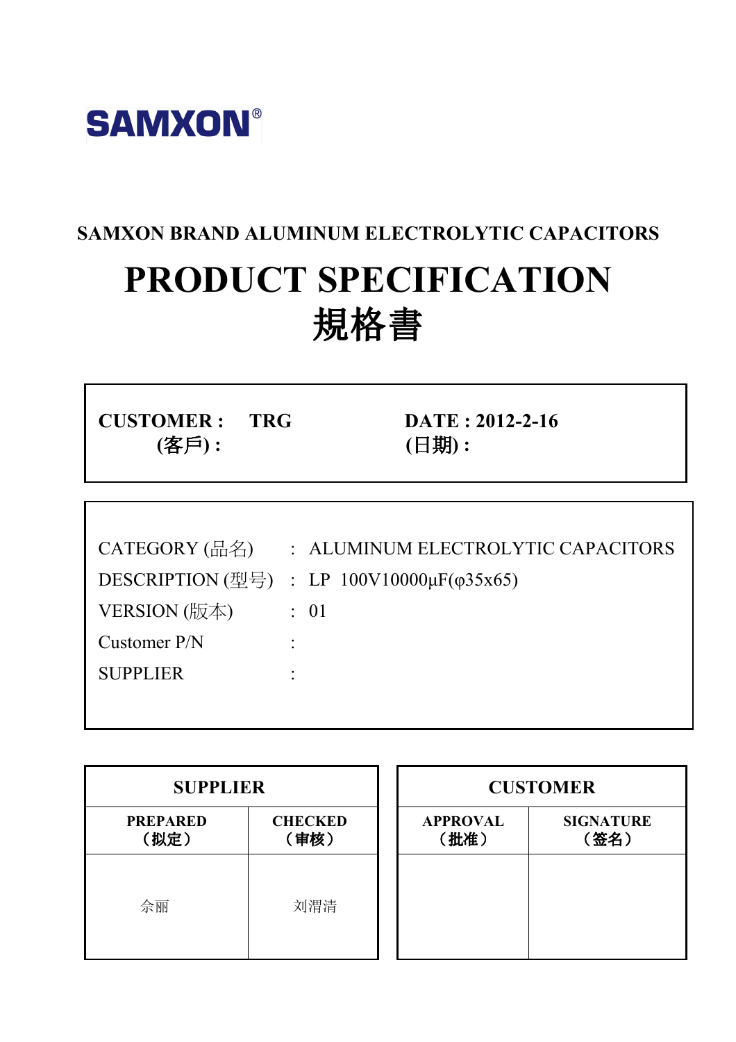**SAMXON®**

## SAMXON BRAND ALUMINUM ELECTROLYTIC CAPACITORS

# PRODUCT SPECIFICATION
# 規格書

| | |
|---|---|
| **CUSTOMER : TRG**<br>**(客戶) :** | **DATE : 2012-2-16**<br>**(日期) :** |

| | | |
|---|---|---|
| CATEGORY (品名) | : | ALUMINUM ELECTROLYTIC CAPACITORS |
| DESCRIPTION (型号) | : | LP 100V10000μF(φ35x65) |
| VERSION (版本) | : | 01 |
| Customer P/N | : | |
| SUPPLIER | : | |

| **SUPPLIER** | |
|---|---|
| **PREPARED（拟定）** | **CHECKED（审核）** |
| 佘丽 | 刘渭清 |

| **CUSTOMER** | |
|---|---|
| **APPROVAL（批准）** | **SIGNATURE（签名）** |
| | |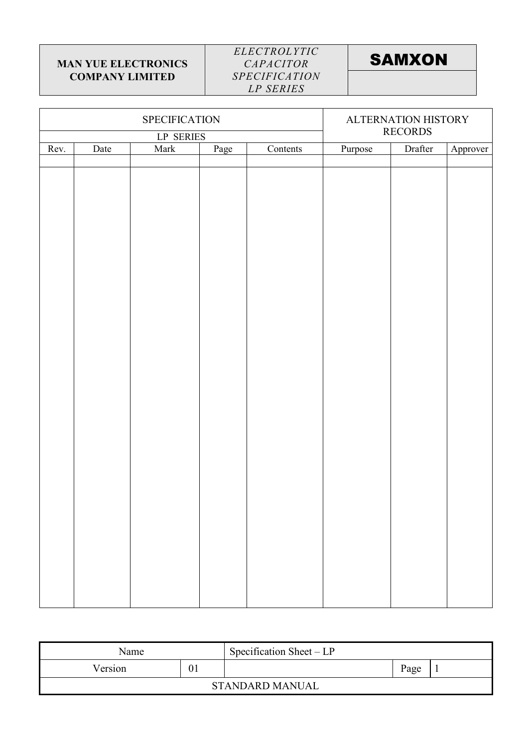| MAN YUE ELECTRONICS COMPANY LIMITED | *ELECTROLYTIC CAPACITOR SPECIFICATION LP SERIES* | SAMXON |
|---|---|---|

| SPECIFICATION | | | | | ALTERNATION HISTORY RECORDS | | |
|---|---|---|---|---|---|---|---|
| LP SERIES | | | | | | | |
| Rev. | Date | Mark | Page | Contents | Purpose | Drafter | Approver |
| | | | | | | | |

| Name | | Specification Sheet – LP | | |
|---|---|---|---|---|
| Version | 01 | | Page | 1 |
| STANDARD MANUAL | | | | |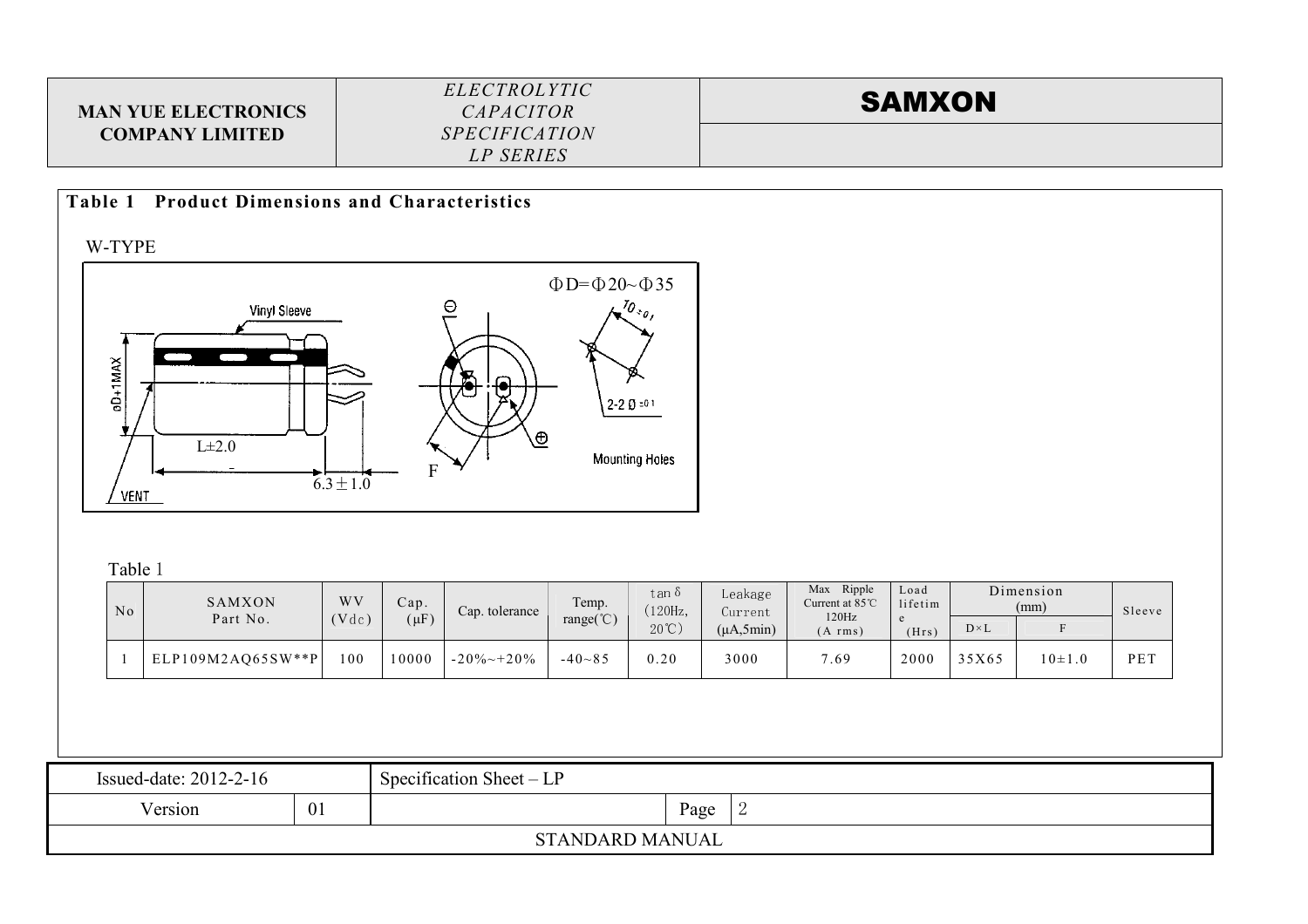## Table 1 Product Dimensions and Characteristics

W-TYPE

ΦD=Φ20~Φ35

Vinyl Sleeve

øD+1MAX

L±2.0

6.3±1.0

VENT

F

2-2 Ø ±0.1

Mounting Holes

Table 1

| No | SAMXON Part No. | WV (Vdc) | Cap. (μF) | Cap. tolerance | Temp. range(℃) | tan δ (120Hz, 20℃) | Leakage Current (μA,5min) | Max Ripple Current at 85℃ 120Hz (A rms) | Load lifetime (Hrs) | Dimension (mm) | | Sleeve |
|---|---|---|---|---|---|---|---|---|---|---|---|---|
| | | | | | | | | | | D×L | F | |
| 1 | ELP109M2AQ65SW**P | 100 | 10000 | -20%~+20% | -40~85 | 0.20 | 3000 | 7.69 | 2000 | 35X65 | 10±1.0 | PET |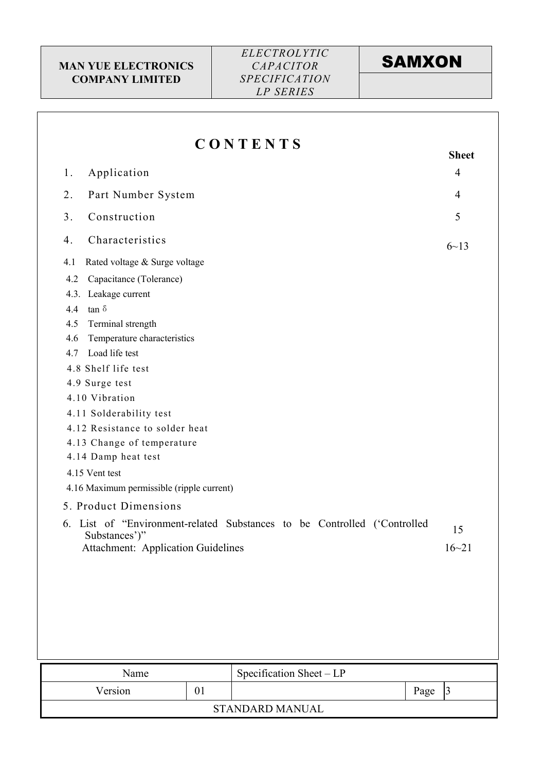# CONTENTS

| | | Sheet |
|---|---|---|
| 1. | Application | 4 |
| 2. | Part Number System | 4 |
| 3. | Construction | 5 |
| 4. | Characteristics | 6~13 |
| 4.1 | Rated voltage & Surge voltage | |
| 4.2 | Capacitance (Tolerance) | |
| 4.3. | Leakage current | |
| 4.4 | tan δ | |
| 4.5 | Terminal strength | |
| 4.6 | Temperature characteristics | |
| 4.7 | Load life test | |
| 4.8 | Shelf life test | |
| 4.9 | Surge test | |
| 4.10 | Vibration | |
| 4.11 | Solderability test | |
| 4.12 | Resistance to solder heat | |
| 4.13 | Change of temperature | |
| 4.14 | Damp heat test | |
| 4.15 | Vent test | |
| 4.16 | Maximum permissible (ripple current) | |
| 5. | Product Dimensions | |
| 6. | List of "Environment-related Substances to be Controlled ('Controlled Substances')" | 15 |
| | Attachment: Application Guidelines | 16~21 |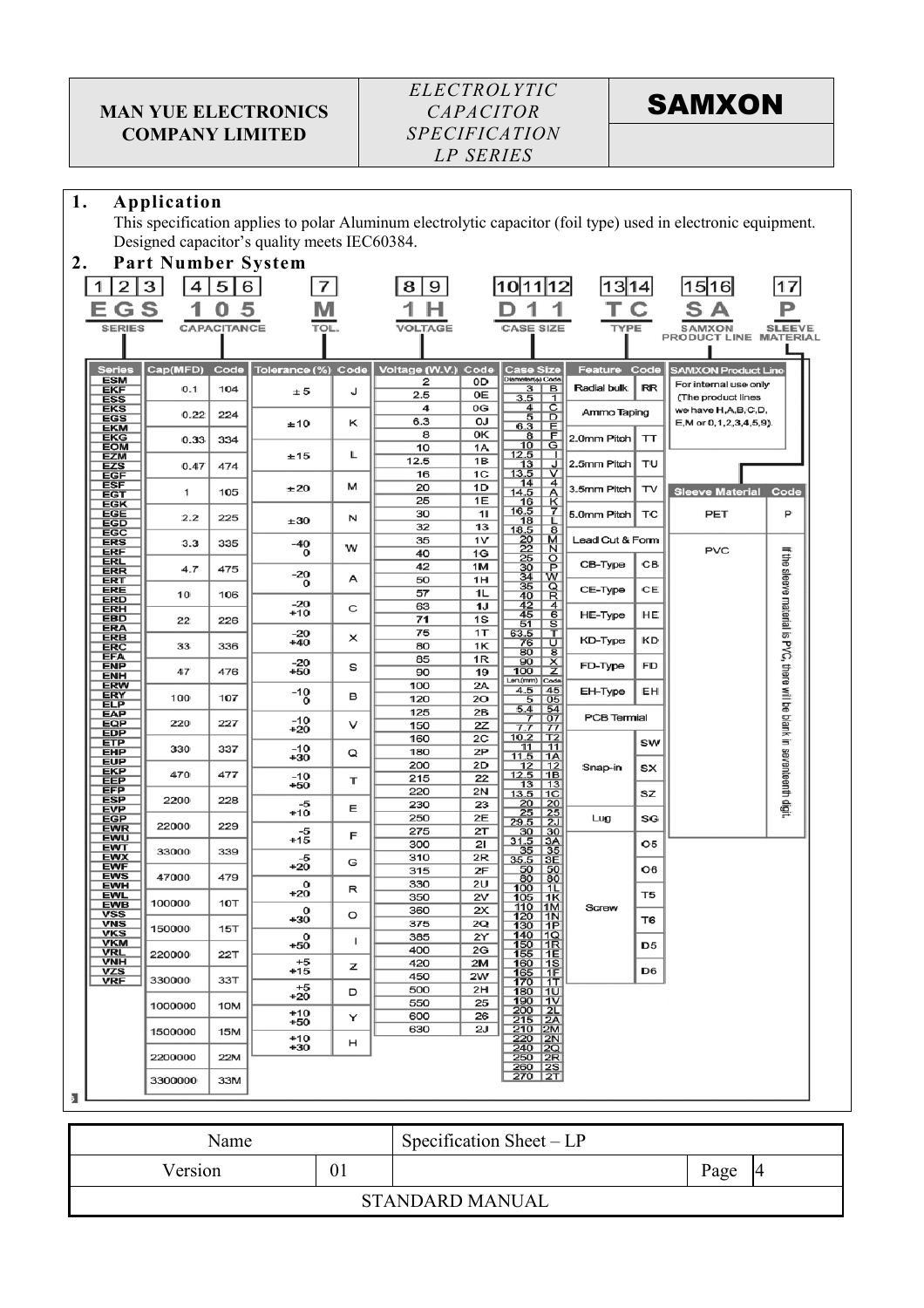## 1. Application

This specification applies to polar Aluminum electrolytic capacitor (foil type) used in electronic equipment. Designed capacitor's quality meets IEC60384.

## 2. Part Number System

| 1 2 3 | 4 5 6 | 7 | 8 9 | 10 11 12 | 13 14 | 15 16 | 17 |
|---|---|---|---|---|---|---|---|
| E G S | 1 0 5 | M | 1 H | D 1 1 | T C | S A | P |
| SERIES | CAPACITANCE | TOL. | VOLTAGE | CASE SIZE | TYPE | SAMXON PRODUCT LINE | SLEEVE MATERIAL |

**Series:** ESM, EKF, ESS, EKS, EGS, EKM, EKG, EOM, EZM, EZS, EGF, ESF, EGT, EGK, EGE, EGD, EGC, ERS, ERF, ERL, ERR, ERT, ERE, ERD, ERH, EBD, ERA, ERB, ERC, EFA, ENP, ENH, ERW, ERY, ELP, EAP, EQP, EDP, ETP, EHP, EUP, EKP, EEP, EFP, ESP, EVP, EGP, EWR, EWU, EWT, EWX, EWF, EWS, EWH, EWL, EWB, VSS, VNS, VKS, VKM, VRL, VNH, VZS, VRF

| Cap(MFD) | Code |
|---|---|
| 0.1 | 104 |
| 0.22 | 224 |
| 0.33 | 334 |
| 0.47 | 474 |
| 1 | 105 |
| 2.2 | 225 |
| 3.3 | 335 |
| 4.7 | 475 |
| 10 | 106 |
| 22 | 226 |
| 33 | 336 |
| 47 | 476 |
| 100 | 107 |
| 220 | 227 |
| 330 | 337 |
| 470 | 477 |
| 2200 | 228 |
| 22000 | 229 |
| 33000 | 339 |
| 47000 | 479 |
| 100000 | 10T |
| 150000 | 15T |
| 220000 | 22T |
| 330000 | 33T |
| 1000000 | 10M |
| 1500000 | 15M |
| 2200000 | 22M |
| 3300000 | 33M |

| Tolerance (%) | Code |
|---|---|
| ±5 | J |
| ±10 | K |
| ±15 | L |
| ±20 | M |
| ±30 | N |
| -40 / 0 | W |
| -20 / 0 | A |
| -20 / +10 | C |
| -20 / +40 | X |
| -20 / +50 | S |
| -10 / 0 | B |
| -10 / +20 | V |
| -10 / +30 | Q |
| -10 / +50 | T |
| -5 / +10 | E |
| -5 / +15 | F |
| -5 / +20 | G |
| 0 / +20 | R |
| 0 / +30 | O |
| 0 / +50 | I |
| +5 / +15 | Z |
| +5 / +20 | D |
| +10 / +50 | Y |
| +10 / +30 | H |

| Voltage (W.V.) | Code |
|---|---|
| 2 | 0D |
| 2.5 | 0E |
| 4 | 0G |
| 6.3 | 0J |
| 8 | 0K |
| 10 | 1A |
| 12.5 | 1B |
| 16 | 1C |
| 20 | 1D |
| 25 | 1E |
| 30 | 1I |
| 32 | 13 |
| 35 | 1V |
| 40 | 1G |
| 42 | 1M |
| 50 | 1H |
| 57 | 1L |
| 63 | 1J |
| 71 | 1S |
| 75 | 1T |
| 80 | 1K |
| 85 | 1R |
| 90 | 19 |
| 100 | 2A |
| 120 | 2O |
| 125 | 2B |
| 150 | 2Z |
| 160 | 2C |
| 180 | 2P |
| 200 | 2D |
| 215 | 22 |
| 220 | 2N |
| 230 | 23 |
| 250 | 2E |
| 275 | 2T |
| 300 | 2I |
| 310 | 2R |
| 315 | 2F |
| 330 | 2U |
| 350 | 2V |
| 360 | 2X |
| 375 | 2Q |
| 385 | 2Y |
| 400 | 2G |
| 420 | 2M |
| 450 | 2W |
| 500 | 2H |
| 550 | 25 |
| 600 | 26 |
| 630 | 2J |

**Case Size**

| Diameter(φ) | Code |
|---|---|
| 3 | B |
| 3.5 | 1 |
| 4 | C |
| 5 | D |
| 6.3 | E |
| 8 | F |
| 10 | G |
| 12.5 | I |
| 13 | J |
| 13.5 | V |
| 14 | 4 |
| 14.5 | A |
| 16 | K |
| 16.5 | 7 |
| 18 | L |
| 18.5 | 8 |
| 20 | M |
| 22 | N |
| 25 | O |
| 30 | P |
| 34 | W |
| 35 | Q |
| 40 | R |
| 42 | 4 |
| 45 | 6 |
| 51 | S |
| 63.5 | T |
| 76 | U |
| 80 | 8 |
| 90 | X |
| 100 | Z |

| Len.(mm) | Code |
|---|---|
| 4.5 | 45 |
| 5 | 05 |
| 5.4 | 54 |
| 7 | 07 |
| 7.7 | 77 |
| 10.2 | T2 |
| 11 | 11 |
| 11.5 | 1A |
| 12 | 12 |
| 12.5 | 1B |
| 13 | 13 |
| 13.5 | 1C |
| 20 | 20 |
| 25 | 25 |
| 29.5 | 2J |
| 30 | 30 |
| 31.5 | 3A |
| 35 | 35 |
| 35.5 | 3E |
| 50 | 50 |
| 80 | 80 |
| 100 | 1L |
| 105 | 1K |
| 110 | 1M |
| 120 | 1N |
| 130 | 1P |
| 140 | 1Q |
| 150 | 1R |
| 155 | 1E |
| 160 | 1S |
| 165 | 1F |
| 170 | 1T |
| 180 | 1U |
| 190 | 1V |
| 200 | 2L |
| 215 | 2A |
| 210 | 2M |
| 220 | 2N |
| 240 | 2Q |
| 250 | 2R |
| 260 | 2S |
| 270 | 2T |

| Feature | Code |
|---|---|
| Radial bulk | RR |
| Ammo Taping | |
| 2.0mm Pitch | TT |
| 2.5mm Pitch | TU |
| 3.5mm Pitch | TV |
| 5.0mm Pitch | TC |
| Lead Cut & Form | |
| CB-Type | CB |
| CE-Type | CE |
| HE-Type | HE |
| KD-Type | KD |
| FD-Type | FD |
| EH-Type | EH |
| PCB Termial | |
| Snap-in | SW |
| | SX |
| | SZ |
| Lug | SG |
| Screw | O5 |
| | O6 |
| | T5 |
| | T6 |
| | D5 |
| | D6 |

**SAMXON Product Line**

For internal use only (The product lines we have H,A,B,C,D, E,M or 0,1,2,3,4,5,9).

| Sleeve Material | Code |
|---|---|
| PET | P |
| PVC | If the sleeve material is PVC, there will be blank in seventeenth digit. |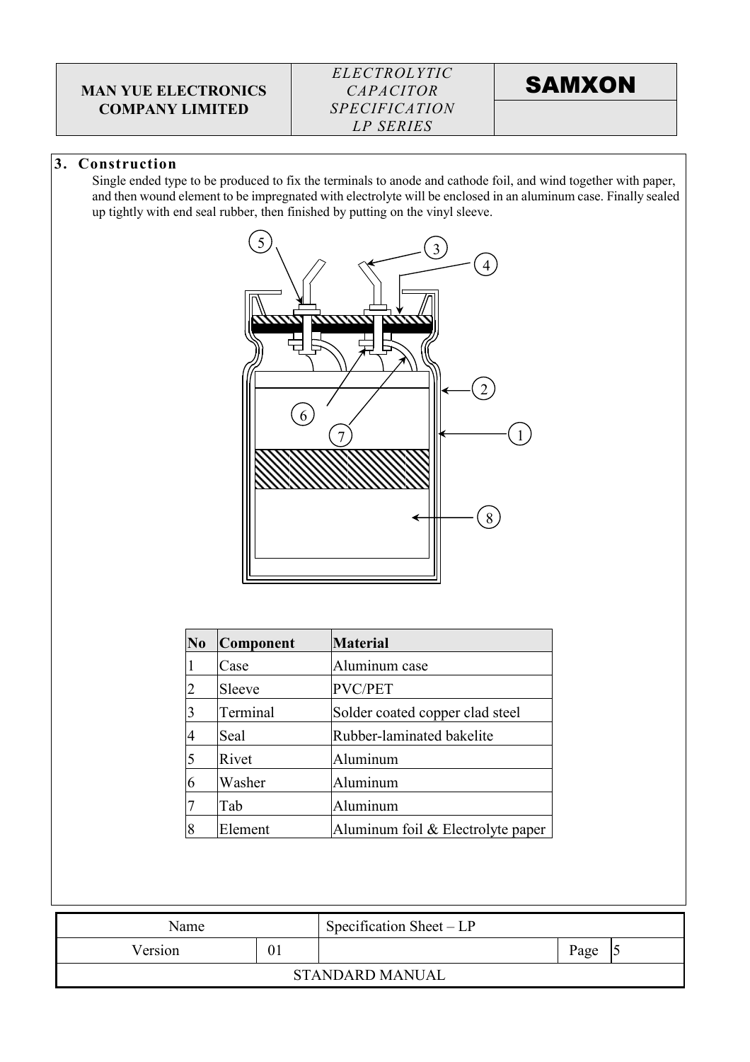## 3. Construction

Single ended type to be produced to fix the terminals to anode and cathode foil, and wind together with paper, and then wound element to be impregnated with electrolyte will be enclosed in an aluminum case. Finally sealed up tightly with end seal rubber, then finished by putting on the vinyl sleeve.

| No | Component | Material |
|---|---|---|
| 1 | Case | Aluminum case |
| 2 | Sleeve | PVC/PET |
| 3 | Terminal | Solder coated copper clad steel |
| 4 | Seal | Rubber-laminated bakelite |
| 5 | Rivet | Aluminum |
| 6 | Washer | Aluminum |
| 7 | Tab | Aluminum |
| 8 | Element | Aluminum foil & Electrolyte paper |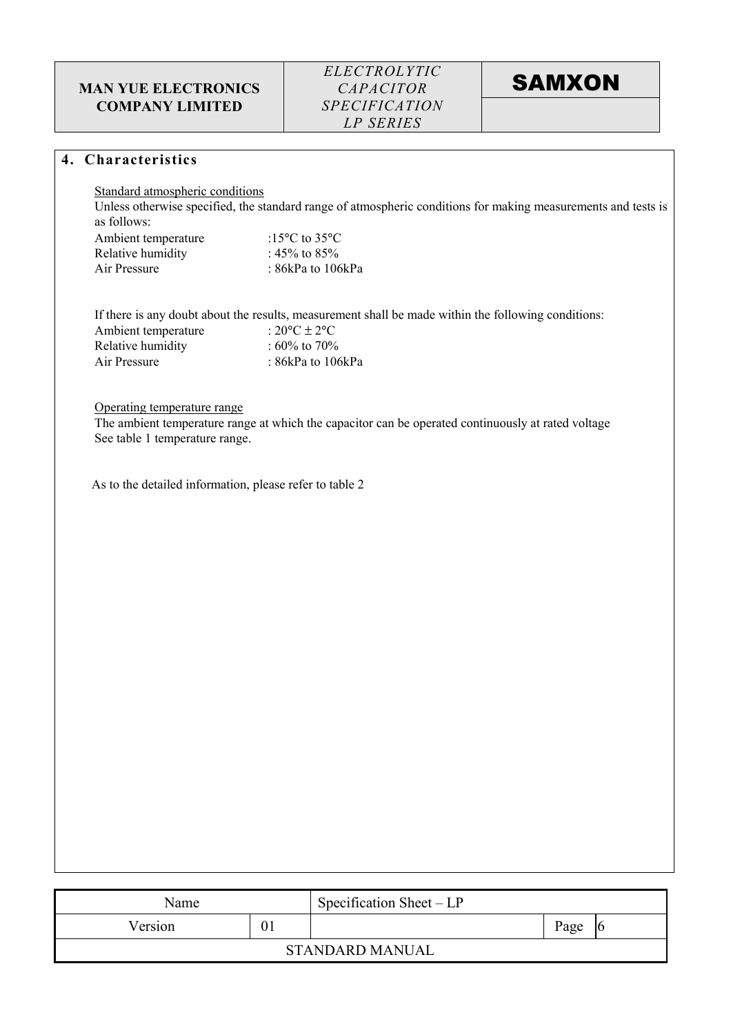## 4. Characteristics

Standard atmospheric conditions

Unless otherwise specified, the standard range of atmospheric conditions for making measurements and tests is as follows:

| | |
|---|---|
| Ambient temperature | :15°C to 35°C |
| Relative humidity | : 45% to 85% |
| Air Pressure | : 86kPa to 106kPa |

If there is any doubt about the results, measurement shall be made within the following conditions:

| | |
|---|---|
| Ambient temperature | : 20°C ± 2°C |
| Relative humidity | : 60% to 70% |
| Air Pressure | : 86kPa to 106kPa |

Operating temperature range

The ambient temperature range at which the capacitor can be operated continuously at rated voltage See table 1 temperature range.

As to the detailed information, please refer to table 2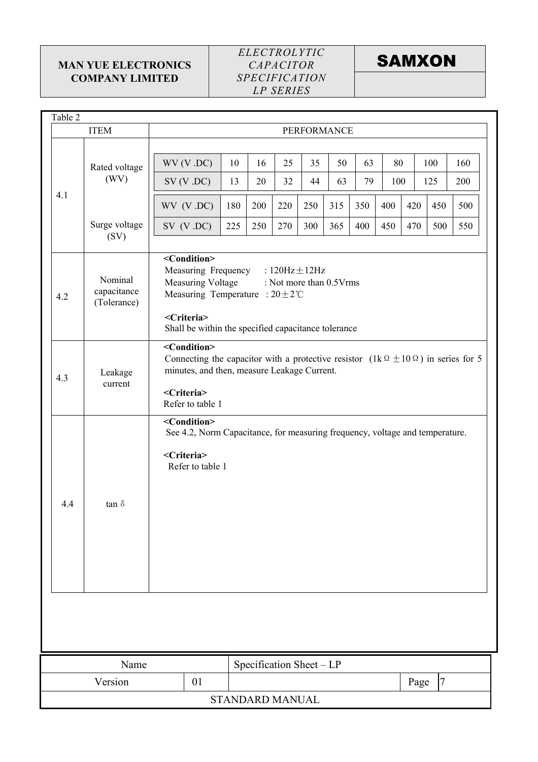Table 2

| ITEM | | PERFORMANCE |
|---|---|---|
| 4.1 | Rated voltage (WV)<br><br>Surge voltage (SV) | (see voltage table below) |
| 4.2 | Nominal capacitance (Tolerance) | **<Condition>**<br>Measuring Frequency : 120Hz±12Hz<br>Measuring Voltage : Not more than 0.5Vrms<br>Measuring Temperature : 20±2℃<br><br>**<Criteria>**<br>Shall be within the specified capacitance tolerance |
| 4.3 | Leakage current | **<Condition>**<br>Connecting the capacitor with a protective resistor (1kΩ±10Ω) in series for 5 minutes, and then, measure Leakage Current.<br><br>**<Criteria>**<br>Refer to table 1 |
| 4.4 | tan δ | **<Condition>**<br>See 4.2, Norm Capacitance, for measuring frequency, voltage and temperature.<br><br>**<Criteria>**<br>Refer to table 1 |

| WV (V .DC) | 10 | 16 | 25 | 35 | 50 | 63 | 80 | 100 | 160 |
|---|---|---|---|---|---|---|---|---|---|
| SV (V .DC) | 13 | 20 | 32 | 44 | 63 | 79 | 100 | 125 | 200 |

| WV (V .DC) | 180 | 200 | 220 | 250 | 315 | 350 | 400 | 420 | 450 | 500 |
|---|---|---|---|---|---|---|---|---|---|---|
| SV (V .DC) | 225 | 250 | 270 | 300 | 365 | 400 | 450 | 470 | 500 | 550 |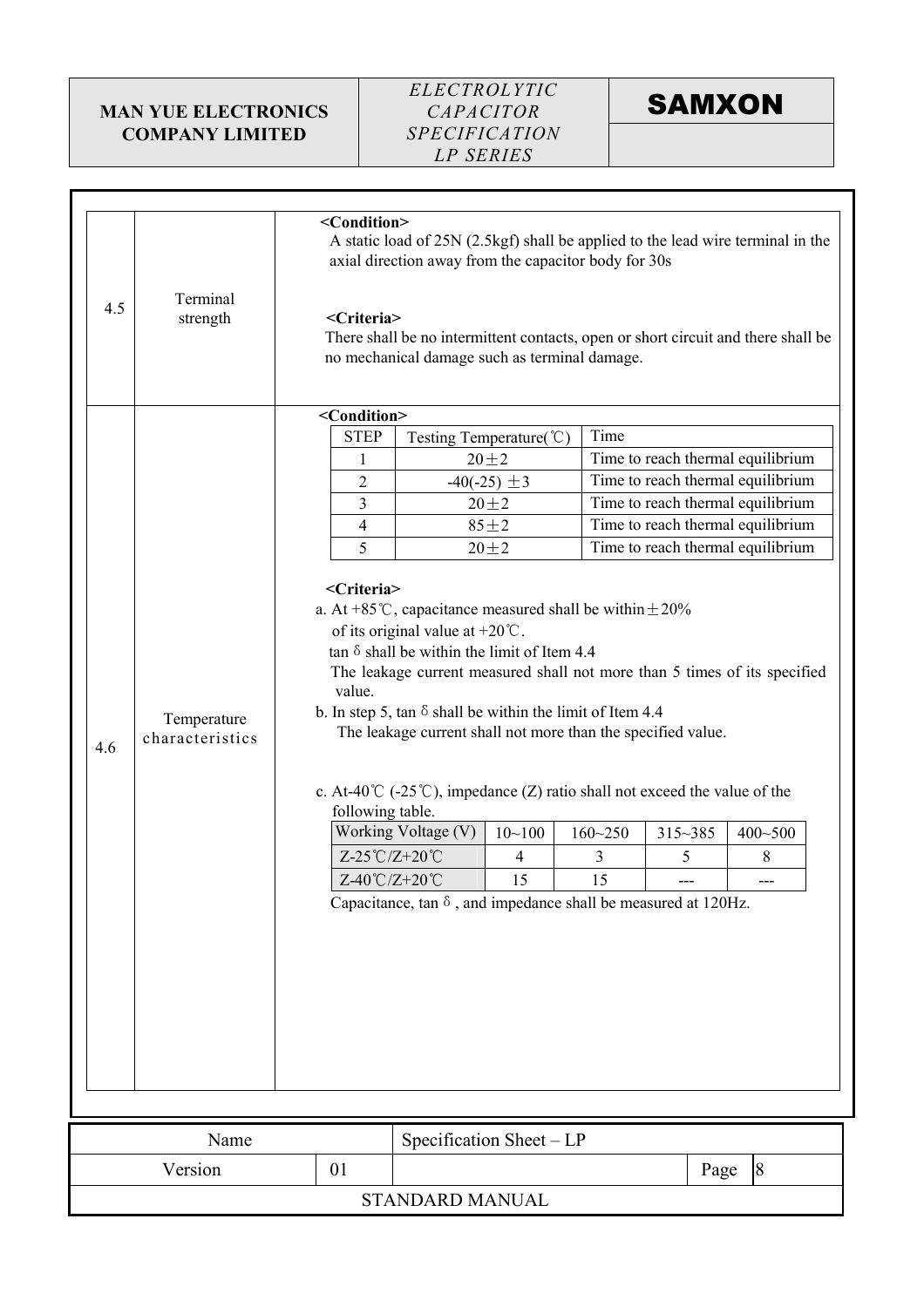| No. | Item | Content |
|---|---|---|
| 4.5 | Terminal strength | **<Condition>** A static load of 25N (2.5kgf) shall be applied to the lead wire terminal in the axial direction away from the capacitor body for 30s<br><br>**<Criteria>** There shall be no intermittent contacts, open or short circuit and there shall be no mechanical damage such as terminal damage. |
| 4.6 | Temperature characteristics | See below |

**4.6 Temperature characteristics**

**<Condition>**

| STEP | Testing Temperature(℃) | Time |
|---|---|---|
| 1 | 20±2 | Time to reach thermal equilibrium |
| 2 | -40(-25) ±3 | Time to reach thermal equilibrium |
| 3 | 20±2 | Time to reach thermal equilibrium |
| 4 | 85±2 | Time to reach thermal equilibrium |
| 5 | 20±2 | Time to reach thermal equilibrium |

**<Criteria>**

a. At +85℃, capacitance measured shall be within±20% of its original value at +20℃.
tan δ shall be within the limit of Item 4.4
The leakage current measured shall not more than 5 times of its specified value.

b. In step 5, tan δ shall be within the limit of Item 4.4
The leakage current shall not more than the specified value.

c. At-40℃ (-25℃), impedance (Z) ratio shall not exceed the value of the following table.

| Working Voltage (V) | 10~100 | 160~250 | 315~385 | 400~500 |
|---|---|---|---|---|
| Z-25℃/Z+20℃ | 4 | 3 | 5 | 8 |
| Z-40℃/Z+20℃ | 15 | 15 | --- | --- |

Capacitance, tan δ , and impedance shall be measured at 120Hz.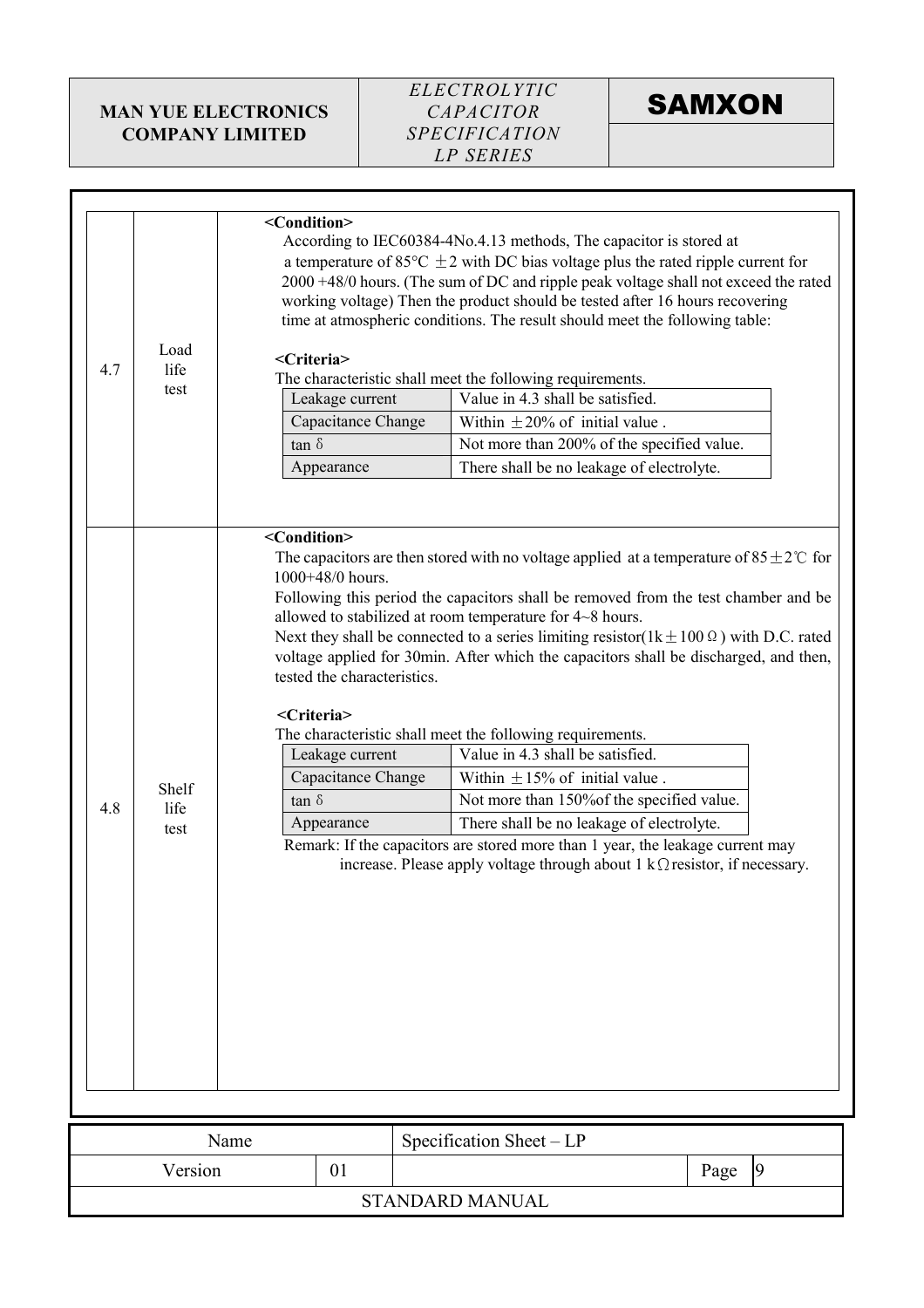| | | |
|---|---|---|
| 4.7 | Load life test | **<Condition>**<br>According to IEC60384-4No.4.13 methods, The capacitor is stored at a temperature of 85°C ±2 with DC bias voltage plus the rated ripple current for 2000 +48/0 hours. (The sum of DC and ripple peak voltage shall not exceed the rated working voltage) Then the product should be tested after 16 hours recovering time at atmospheric conditions. The result should meet the following table:<br><br>**<Criteria>**<br>The characteristic shall meet the following requirements.<br>Leakage current: Value in 4.3 shall be satisfied.<br>Capacitance Change: Within ±20% of initial value .<br>tan δ: Not more than 200% of the specified value.<br>Appearance: There shall be no leakage of electrolyte. |
| 4.8 | Shelf life test | **<Condition>**<br>The capacitors are then stored with no voltage applied at a temperature of 85±2℃ for 1000+48/0 hours.<br>Following this period the capacitors shall be removed from the test chamber and be allowed to stabilized at room temperature for 4~8 hours.<br>Next they shall be connected to a series limiting resistor(1k±100Ω) with D.C. rated voltage applied for 30min. After which the capacitors shall be discharged, and then, tested the characteristics.<br><br>**<Criteria>**<br>The characteristic shall meet the following requirements.<br>Leakage current: Value in 4.3 shall be satisfied.<br>Capacitance Change: Within ±15% of initial value .<br>tan δ: Not more than 150%of the specified value.<br>Appearance: There shall be no leakage of electrolyte.<br><br>Remark: If the capacitors are stored more than 1 year, the leakage current may increase. Please apply voltage through about 1 kΩresistor, if necessary. |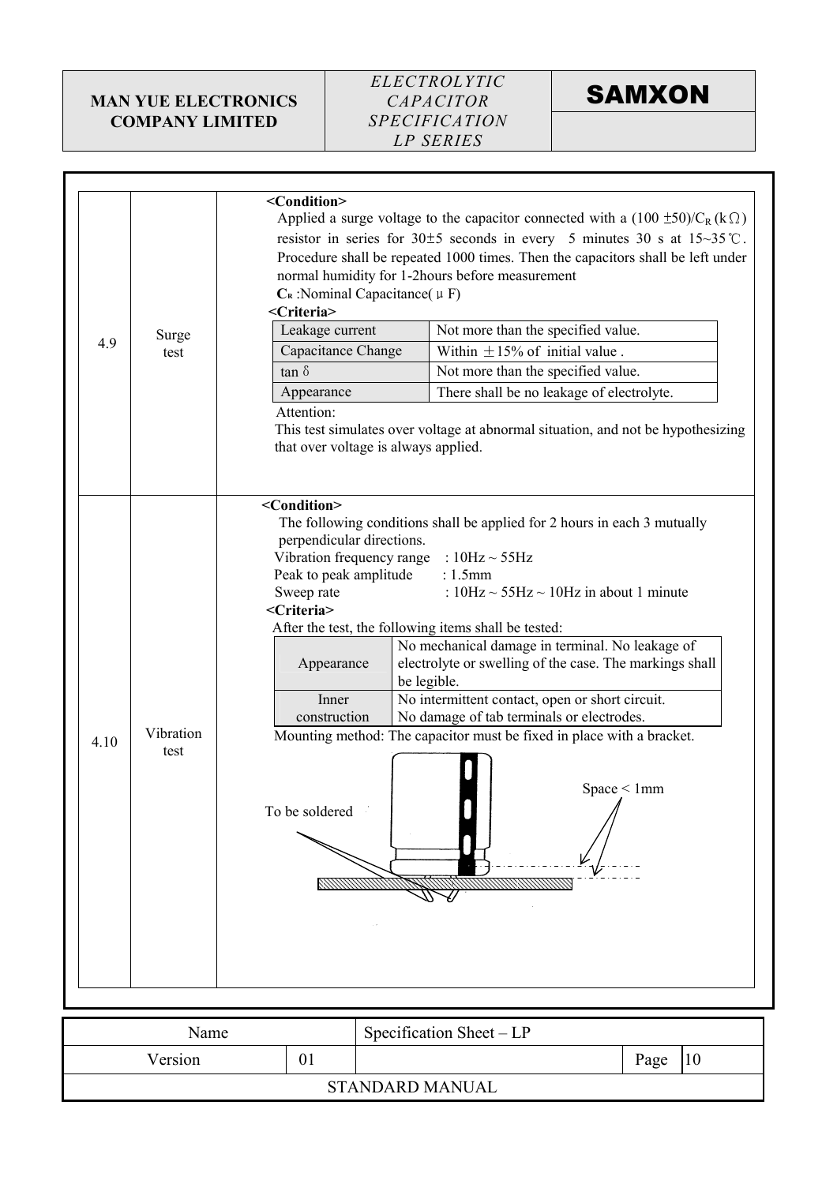| 4.9 | Surge test | **<Condition>**<br>Applied a surge voltage to the capacitor connected with a $(100 \pm 50)/C_R$ (kΩ) resistor in series for 30±5 seconds in every 5 minutes 30 s at 15~35℃. Procedure shall be repeated 1000 times. Then the capacitors shall be left under normal humidity for 1-2hours before measurement<br>**$C_R$** :Nominal Capacitance(μF)<br>**<Criteria>**<br>Leakage current: Not more than the specified value.<br>Capacitance Change: Within ±15% of initial value .<br>tan δ: Not more than the specified value.<br>Appearance: There shall be no leakage of electrolyte.<br>Attention:<br>This test simulates over voltage at abnormal situation, and not be hypothesizing that over voltage is always applied. |
|---|---|---|
| 4.10 | Vibration test | **<Condition>**<br>The following conditions shall be applied for 2 hours in each 3 mutually perpendicular directions.<br>Vibration frequency range : 10Hz ~ 55Hz<br>Peak to peak amplitude : 1.5mm<br>Sweep rate : 10Hz ~ 55Hz ~ 10Hz in about 1 minute<br>**<Criteria>**<br>After the test, the following items shall be tested:<br>Appearance: No mechanical damage in terminal. No leakage of electrolyte or swelling of the case. The markings shall be legible.<br>Inner construction: No intermittent contact, open or short circuit. No damage of tab terminals or electrodes.<br>Mounting method: The capacitor must be fixed in place with a bracket.<br>To be soldered<br>Space < 1mm |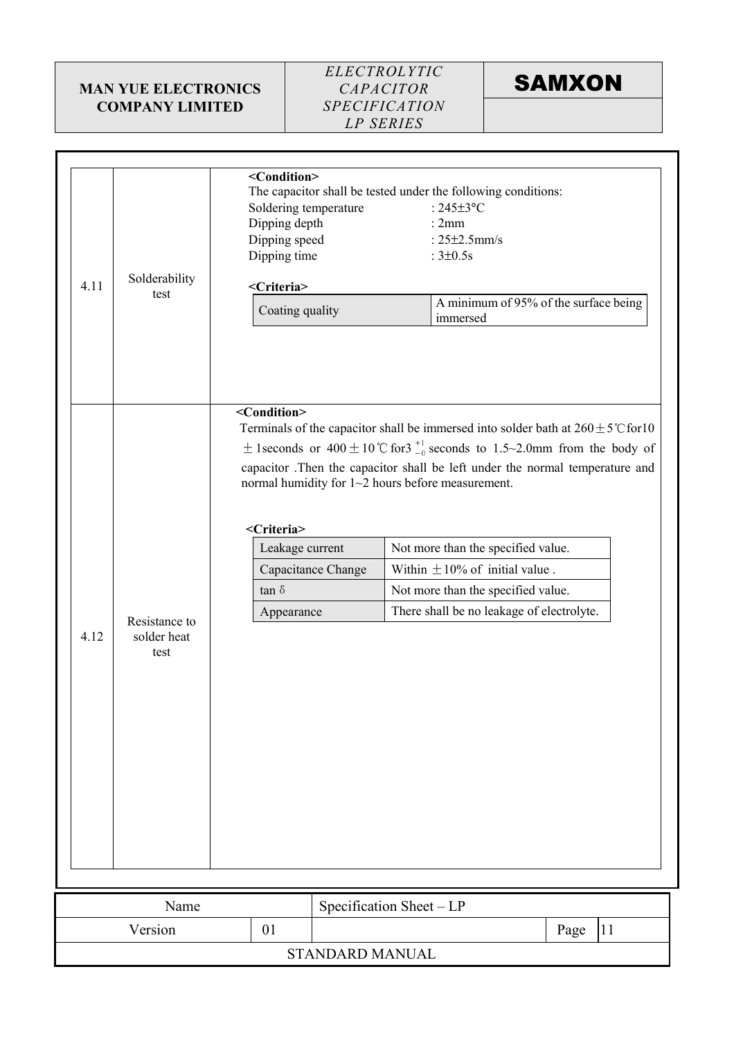| | | |
|---|---|---|
| 4.11 | Solderability test | **<Condition>**<br>The capacitor shall be tested under the following conditions:<br>Soldering temperature : 245±3°C<br>Dipping depth : 2mm<br>Dipping speed : 25±2.5mm/s<br>Dipping time : 3±0.5s<br><br>**<Criteria>**<br>Coating quality: A minimum of 95% of the surface being immersed |
| 4.12 | Resistance to solder heat test | **<Condition>**<br>Terminals of the capacitor shall be immersed into solder bath at 260±5℃for10 ±1seconds or 400±10℃for3 $^{+1}_{-0}$ seconds to 1.5~2.0mm from the body of capacitor .Then the capacitor shall be left under the normal temperature and normal humidity for 1~2 hours before measurement.<br><br>**<Criteria>**<br>Leakage current: Not more than the specified value.<br>Capacitance Change: Within ±10% of initial value .<br>tan δ: Not more than the specified value.<br>Appearance: There shall be no leakage of electrolyte. |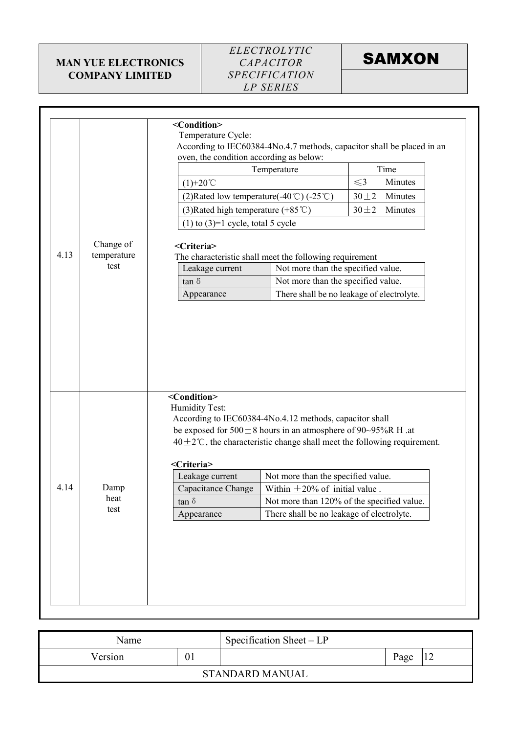| | | |
|---|---|---|
| 4.13 | Change of temperature test | **<Condition>**<br>Temperature Cycle:<br>According to IEC60384-4No.4.7 methods, capacitor shall be placed in an oven, the condition according as below:<br><br>Temperature / Time:<br>(1)+20℃ — ≤3 Minutes<br>(2)Rated low temperature(-40℃) (-25℃) — 30±2 Minutes<br>(3)Rated high temperature (+85℃) — 30±2 Minutes<br>(1) to (3)=1 cycle, total 5 cycle<br><br>**<Criteria>**<br>The characteristic shall meet the following requirement<br>Leakage current: Not more than the specified value.<br>tan δ: Not more than the specified value.<br>Appearance: There shall be no leakage of electrolyte. |
| 4.14 | Damp heat test | **<Condition>**<br>Humidity Test:<br>According to IEC60384-4No.4.12 methods, capacitor shall be exposed for 500±8 hours in an atmosphere of 90~95%R H .at 40±2℃, the characteristic change shall meet the following requirement.<br><br>**<Criteria>**<br>Leakage current: Not more than the specified value.<br>Capacitance Change: Within ±20% of initial value .<br>tan δ: Not more than 120% of the specified value.<br>Appearance: There shall be no leakage of electrolyte. |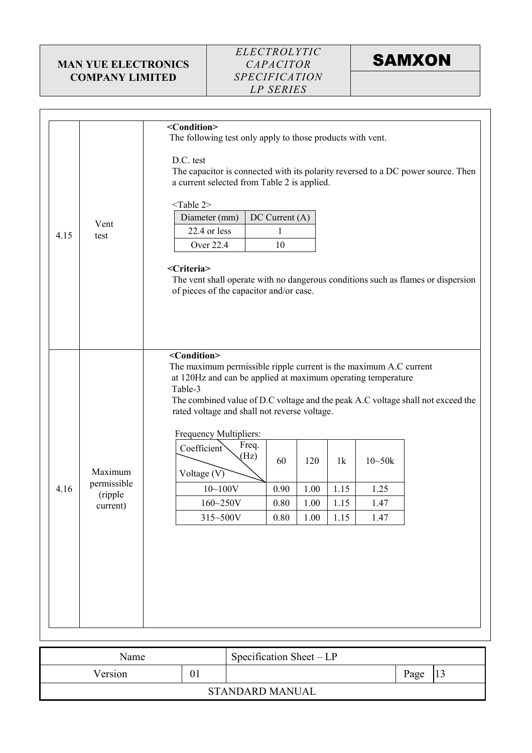| | | |
|---|---|---|
| 4.15 | Vent test | **<Condition>**<br>The following test only apply to those products with vent.<br><br>D.C. test<br>The capacitor is connected with its polarity reversed to a DC power source. Then a current selected from Table 2 is applied.<br><br><Table 2><br><br>Diameter (mm) / DC Current (A)<br>22.4 or less / 1<br>Over 22.4 / 10<br><br>**<Criteria>**<br>The vent shall operate with no dangerous conditions such as flames or dispersion of pieces of the capacitor and/or case. |
| 4.16 | Maximum permissible (ripple current) | **<Condition>**<br>The maximum permissible ripple current is the maximum A.C current at 120Hz and can be applied at maximum operating temperature<br>Table-3<br>The combined value of D.C voltage and the peak A.C voltage shall not exceed the rated voltage and shall not reverse voltage.<br><br>Frequency Multipliers: |

<Table 2>

| Diameter (mm) | DC Current (A) |
|---|---|
| 22.4 or less | 1 |
| Over 22.4 | 10 |

Frequency Multipliers:

| Coefficient / Voltage (V) \ Freq. (Hz) | 60 | 120 | 1k | 10~50k |
|---|---|---|---|---|
| 10~100V | 0.90 | 1.00 | 1.15 | 1.25 |
| 160~250V | 0.80 | 1.00 | 1.15 | 1.47 |
| 315~500V | 0.80 | 1.00 | 1.15 | 1.47 |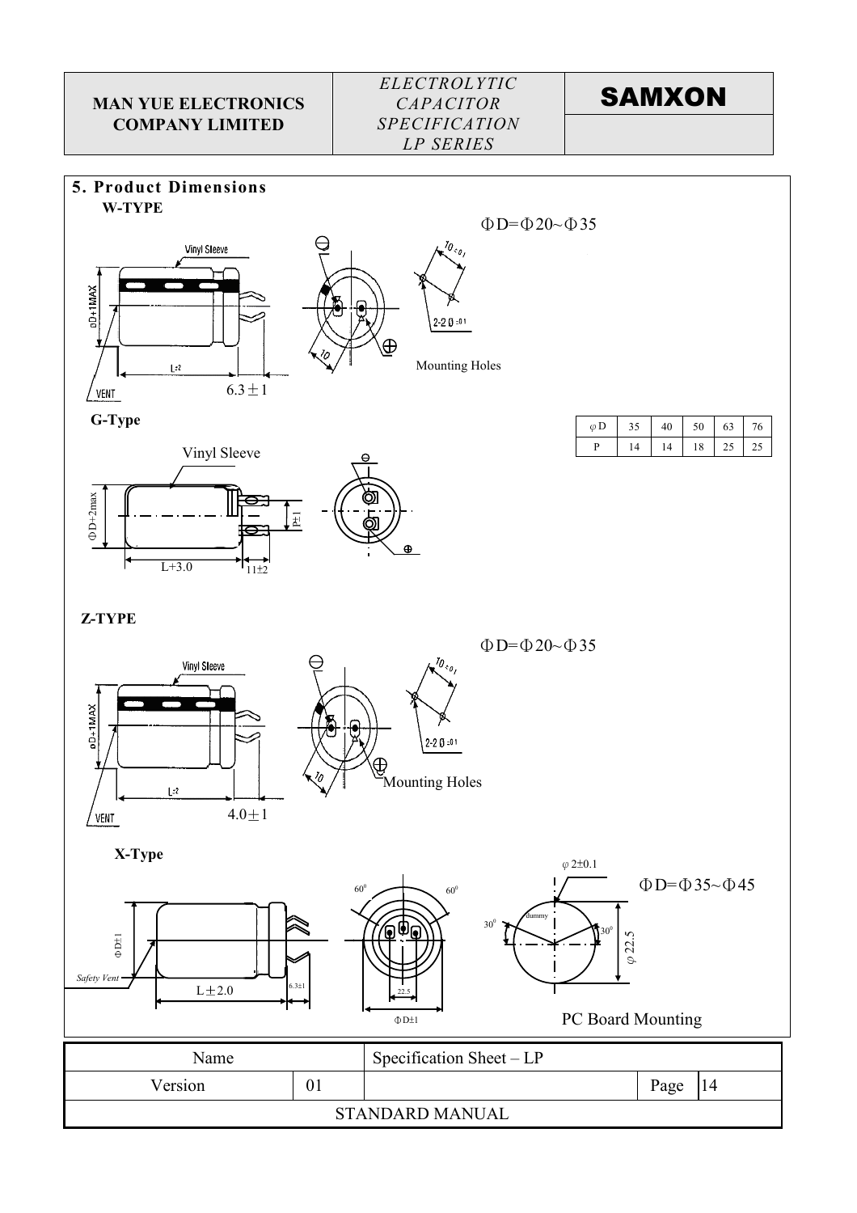## 5. Product Dimensions

### W-TYPE

ΦD=Φ20~Φ35

Vinyl Sleeve

ΦD+1MAX

L±2

6.3±1

VENT

Mounting Holes

10±0.1

2-2 Ø ±0.1

10

### G-Type

| φD | 35 | 40 | 50 | 63 | 76 |
|---|---|---|---|---|---|
| P | 14 | 14 | 18 | 25 | 25 |

Vinyl Sleeve

ΦD+2max

P±1

L+3.0

11±2

### Z-TYPE

ΦD=Φ20~Φ35

Vinyl Sleeve

ΦD+1MAX

L±2

4.0±1

VENT

Mounting Holes

10±0.1

2-2 Ø ±0.1

10

### X-Type

φ2±0.1

ΦD=Φ35~Φ45

$60^0$ $60^0$

$30^0$ dummy $30^0$

φ22.5

ΦD±1

Safety Vent

L±2.0

6.3±1

22.5

ΦD±1

PC Board Mounting

| Name | | Specification Sheet – LP | | |
|---|---|---|---|---|
| Version | 01 | | Page | 14 |
| STANDARD MANUAL | | | | |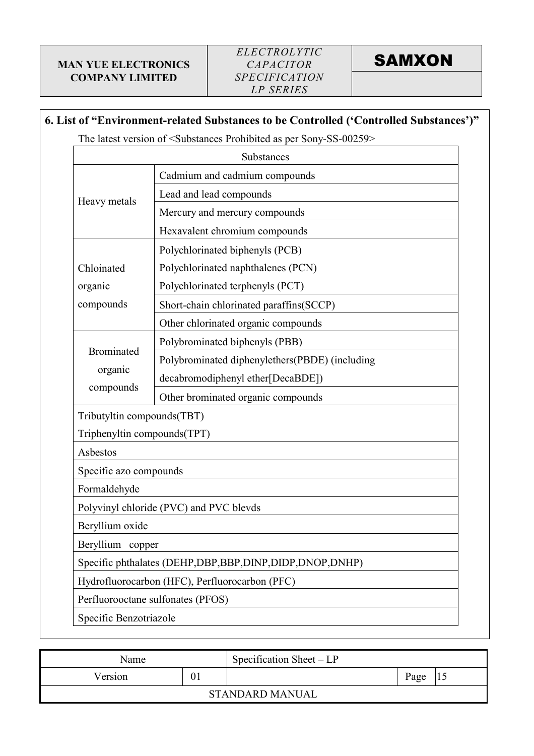## 6. List of "Environment-related Substances to be Controlled ('Controlled Substances')"

The latest version of <Substances Prohibited as per Sony-SS-00259>

| Substances | |
|---|---|
| Heavy metals | Cadmium and cadmium compounds |
| | Lead and lead compounds |
| | Mercury and mercury compounds |
| | Hexavalent chromium compounds |
| Chloinated organic compounds | Polychlorinated biphenyls (PCB)<br>Polychlorinated naphthalenes (PCN)<br>Polychlorinated terphenyls (PCT) |
| | Short-chain chlorinated paraffins(SCCP) |
| | Other chlorinated organic compounds |
| Brominated organic compounds | Polybrominated biphenyls (PBB) |
| | Polybrominated diphenylethers(PBDE) (including decabromodiphenyl ether[DecaBDE]) |
| | Other brominated organic compounds |
| Tributyltin compounds(TBT)<br>Triphenyltin compounds(TPT) | |
| Asbestos | |
| Specific azo compounds | |
| Formaldehyde | |
| Polyvinyl chloride (PVC) and PVC blevds | |
| Beryllium oxide | |
| Beryllium copper | |
| Specific phthalates (DEHP,DBP,BBP,DINP,DIDP,DNOP,DNHP) | |
| Hydrofluorocarbon (HFC), Perfluorocarbon (PFC) | |
| Perfluorooctane sulfonates (PFOS) | |
| Specific Benzotriazole | |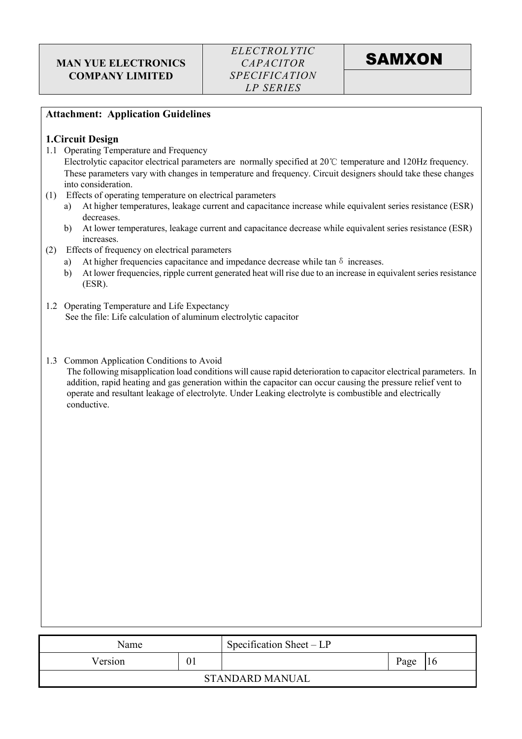**Attachment: Application Guidelines**

## 1.Circuit Design

1.1 Operating Temperature and Frequency

Electrolytic capacitor electrical parameters are normally specified at 20℃ temperature and 120Hz frequency. These parameters vary with changes in temperature and frequency. Circuit designers should take these changes into consideration.

(1) Effects of operating temperature on electrical parameters

a) At higher temperatures, leakage current and capacitance increase while equivalent series resistance (ESR) decreases.

b) At lower temperatures, leakage current and capacitance decrease while equivalent series resistance (ESR) increases.

(2) Effects of frequency on electrical parameters

a) At higher frequencies capacitance and impedance decrease while tan $\delta$ increases.

b) At lower frequencies, ripple current generated heat will rise due to an increase in equivalent series resistance (ESR).

1.2 Operating Temperature and Life Expectancy

See the file: Life calculation of aluminum electrolytic capacitor

1.3 Common Application Conditions to Avoid

The following misapplication load conditions will cause rapid deterioration to capacitor electrical parameters. In addition, rapid heating and gas generation within the capacitor can occur causing the pressure relief vent to operate and resultant leakage of electrolyte. Under Leaking electrolyte is combustible and electrically conductive.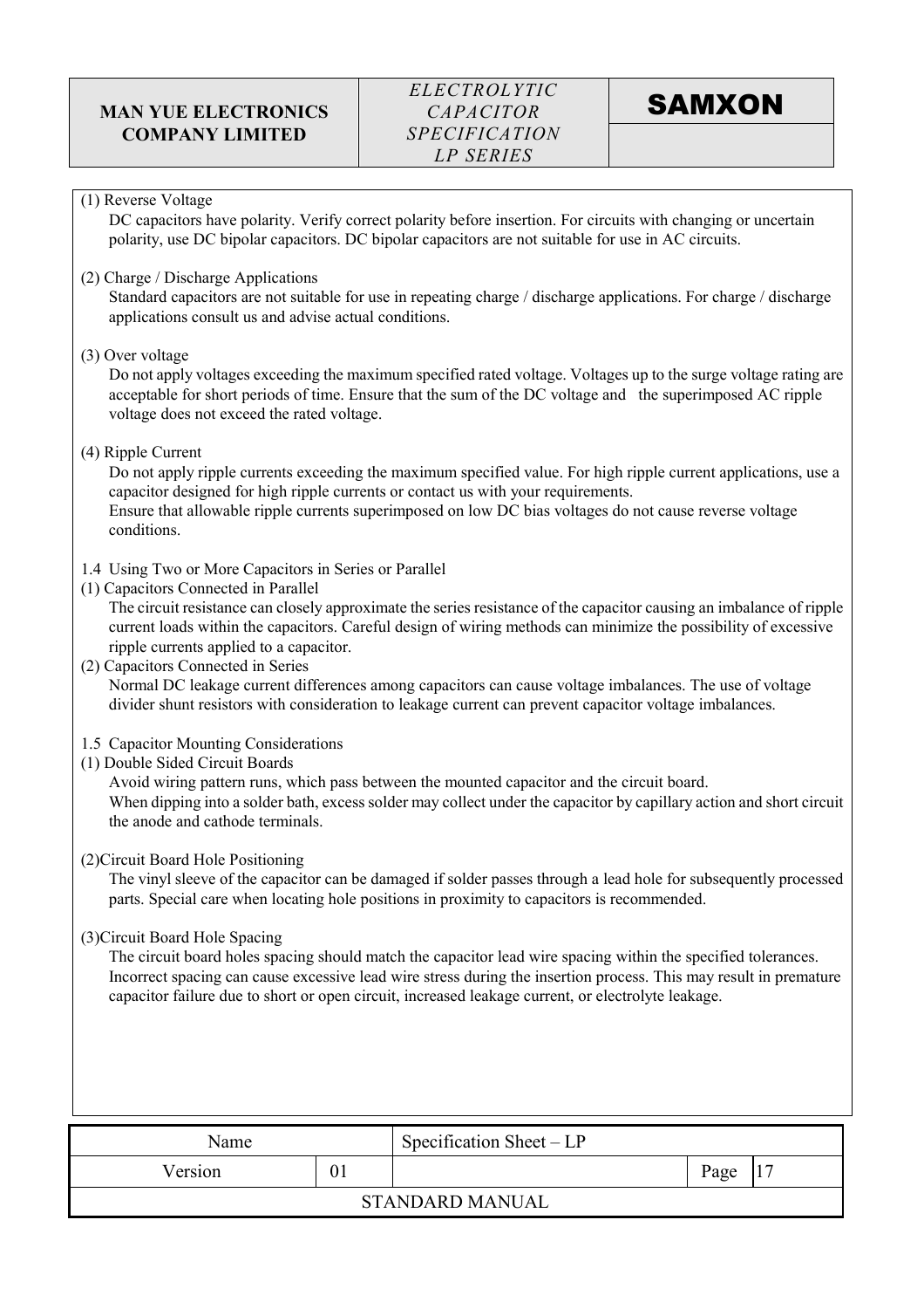(1) Reverse Voltage

DC capacitors have polarity. Verify correct polarity before insertion. For circuits with changing or uncertain polarity, use DC bipolar capacitors. DC bipolar capacitors are not suitable for use in AC circuits.

(2) Charge / Discharge Applications

Standard capacitors are not suitable for use in repeating charge / discharge applications. For charge / discharge applications consult us and advise actual conditions.

(3) Over voltage

Do not apply voltages exceeding the maximum specified rated voltage. Voltages up to the surge voltage rating are acceptable for short periods of time. Ensure that the sum of the DC voltage and the superimposed AC ripple voltage does not exceed the rated voltage.

(4) Ripple Current

Do not apply ripple currents exceeding the maximum specified value. For high ripple current applications, use a capacitor designed for high ripple currents or contact us with your requirements.
Ensure that allowable ripple currents superimposed on low DC bias voltages do not cause reverse voltage conditions.

1.4 Using Two or More Capacitors in Series or Parallel

(1) Capacitors Connected in Parallel

The circuit resistance can closely approximate the series resistance of the capacitor causing an imbalance of ripple current loads within the capacitors. Careful design of wiring methods can minimize the possibility of excessive ripple currents applied to a capacitor.

(2) Capacitors Connected in Series

Normal DC leakage current differences among capacitors can cause voltage imbalances. The use of voltage divider shunt resistors with consideration to leakage current can prevent capacitor voltage imbalances.

1.5 Capacitor Mounting Considerations

(1) Double Sided Circuit Boards

Avoid wiring pattern runs, which pass between the mounted capacitor and the circuit board.
When dipping into a solder bath, excess solder may collect under the capacitor by capillary action and short circuit the anode and cathode terminals.

(2)Circuit Board Hole Positioning

The vinyl sleeve of the capacitor can be damaged if solder passes through a lead hole for subsequently processed parts. Special care when locating hole positions in proximity to capacitors is recommended.

(3)Circuit Board Hole Spacing

The circuit board holes spacing should match the capacitor lead wire spacing within the specified tolerances. Incorrect spacing can cause excessive lead wire stress during the insertion process. This may result in premature capacitor failure due to short or open circuit, increased leakage current, or electrolyte leakage.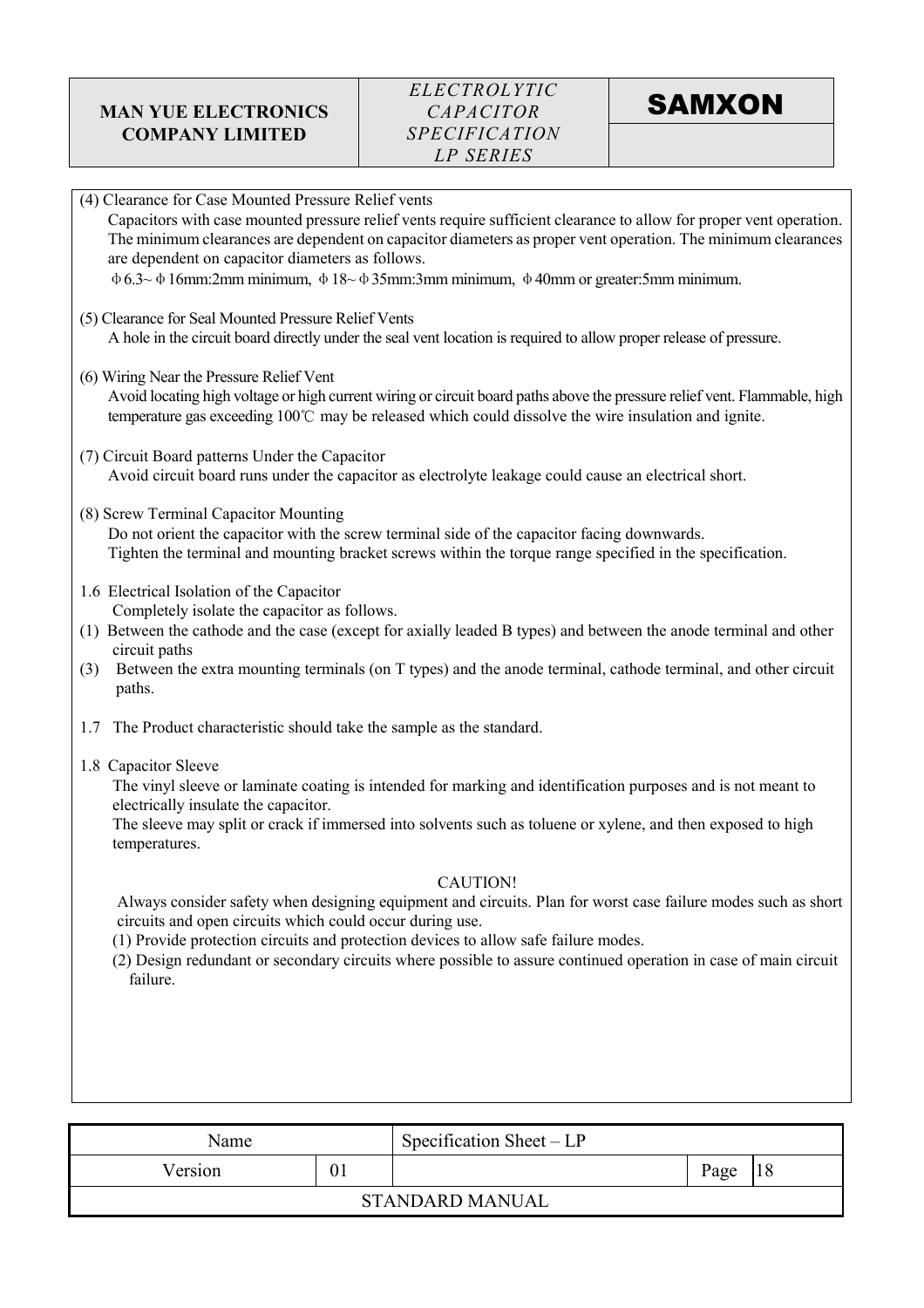(4) Clearance for Case Mounted Pressure Relief vents

Capacitors with case mounted pressure relief vents require sufficient clearance to allow for proper vent operation. The minimum clearances are dependent on capacitor diameters as proper vent operation. The minimum clearances are dependent on capacitor diameters as follows.

Φ6.3~Φ16mm:2mm minimum, Φ18~Φ35mm:3mm minimum, Φ40mm or greater:5mm minimum.

(5) Clearance for Seal Mounted Pressure Relief Vents

A hole in the circuit board directly under the seal vent location is required to allow proper release of pressure.

(6) Wiring Near the Pressure Relief Vent

Avoid locating high voltage or high current wiring or circuit board paths above the pressure relief vent. Flammable, high temperature gas exceeding 100℃ may be released which could dissolve the wire insulation and ignite.

(7) Circuit Board patterns Under the Capacitor

Avoid circuit board runs under the capacitor as electrolyte leakage could cause an electrical short.

(8) Screw Terminal Capacitor Mounting

Do not orient the capacitor with the screw terminal side of the capacitor facing downwards.
Tighten the terminal and mounting bracket screws within the torque range specified in the specification.

1.6 Electrical Isolation of the Capacitor

Completely isolate the capacitor as follows.

(1) Between the cathode and the case (except for axially leaded B types) and between the anode terminal and other circuit paths

(3) Between the extra mounting terminals (on T types) and the anode terminal, cathode terminal, and other circuit paths.

1.7 The Product characteristic should take the sample as the standard.

1.8 Capacitor Sleeve

The vinyl sleeve or laminate coating is intended for marking and identification purposes and is not meant to electrically insulate the capacitor.
The sleeve may split or crack if immersed into solvents such as toluene or xylene, and then exposed to high temperatures.

CAUTION!

Always consider safety when designing equipment and circuits. Plan for worst case failure modes such as short circuits and open circuits which could occur during use.

(1) Provide protection circuits and protection devices to allow safe failure modes.

(2) Design redundant or secondary circuits where possible to assure continued operation in case of main circuit failure.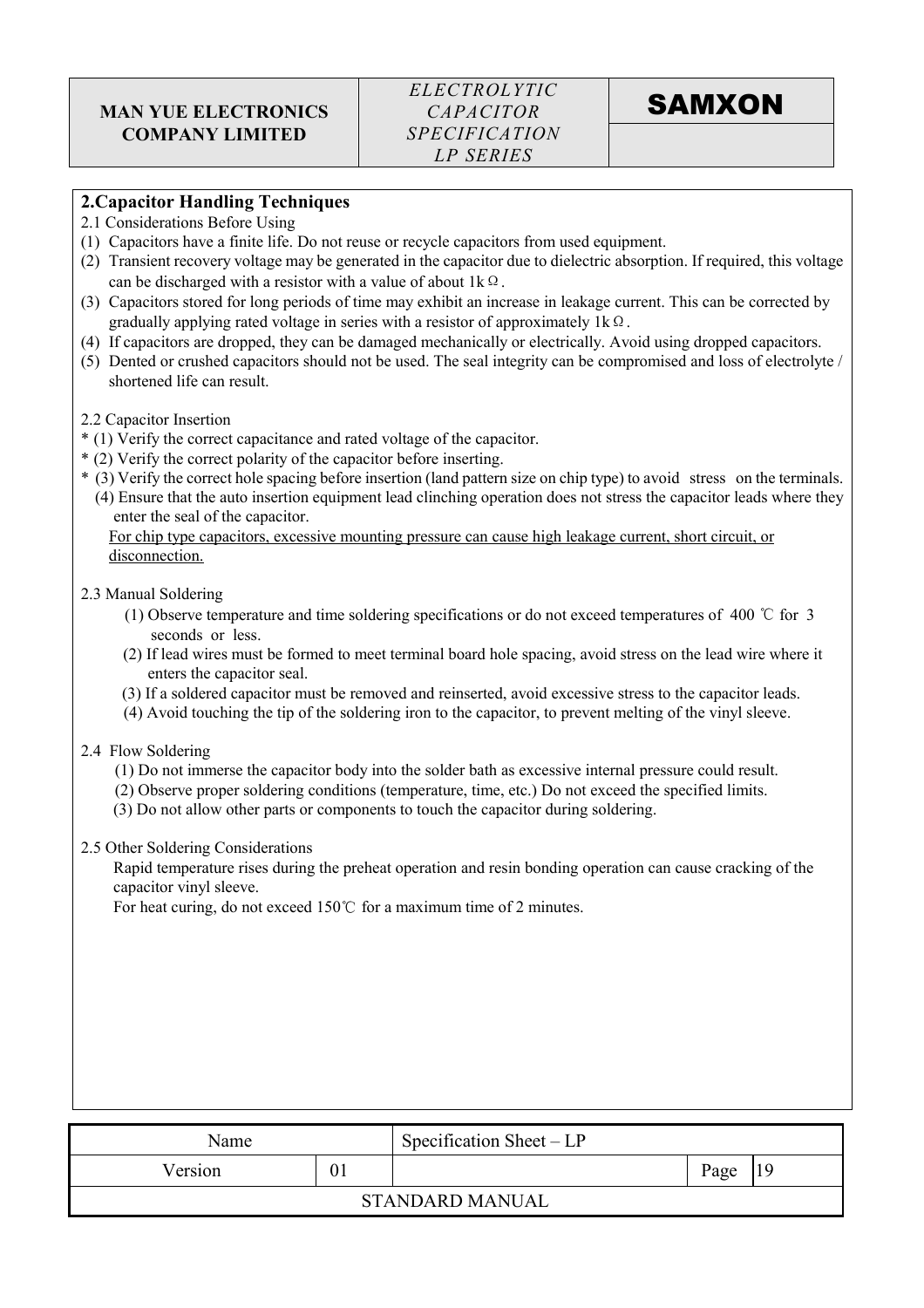## 2.Capacitor Handling Techniques

2.1 Considerations Before Using

(1) Capacitors have a finite life. Do not reuse or recycle capacitors from used equipment.
(2) Transient recovery voltage may be generated in the capacitor due to dielectric absorption. If required, this voltage can be discharged with a resistor with a value of about 1kΩ.
(3) Capacitors stored for long periods of time may exhibit an increase in leakage current. This can be corrected by gradually applying rated voltage in series with a resistor of approximately 1kΩ.
(4) If capacitors are dropped, they can be damaged mechanically or electrically. Avoid using dropped capacitors.
(5) Dented or crushed capacitors should not be used. The seal integrity can be compromised and loss of electrolyte / shortened life can result.

2.2 Capacitor Insertion

* (1) Verify the correct capacitance and rated voltage of the capacitor.
* (2) Verify the correct polarity of the capacitor before inserting.
* (3) Verify the correct hole spacing before insertion (land pattern size on chip type) to avoid stress on the terminals.

(4) Ensure that the auto insertion equipment lead clinching operation does not stress the capacitor leads where they enter the seal of the capacitor.

<u>For chip type capacitors, excessive mounting pressure can cause high leakage current, short circuit, or disconnection.</u>

2.3 Manual Soldering

(1) Observe temperature and time soldering specifications or do not exceed temperatures of 400 ℃ for 3 seconds or less.
(2) If lead wires must be formed to meet terminal board hole spacing, avoid stress on the lead wire where it enters the capacitor seal.
(3) If a soldered capacitor must be removed and reinserted, avoid excessive stress to the capacitor leads.
(4) Avoid touching the tip of the soldering iron to the capacitor, to prevent melting of the vinyl sleeve.

2.4 Flow Soldering

(1) Do not immerse the capacitor body into the solder bath as excessive internal pressure could result.
(2) Observe proper soldering conditions (temperature, time, etc.) Do not exceed the specified limits.
(3) Do not allow other parts or components to touch the capacitor during soldering.

2.5 Other Soldering Considerations

Rapid temperature rises during the preheat operation and resin bonding operation can cause cracking of the capacitor vinyl sleeve.

For heat curing, do not exceed 150℃ for a maximum time of 2 minutes.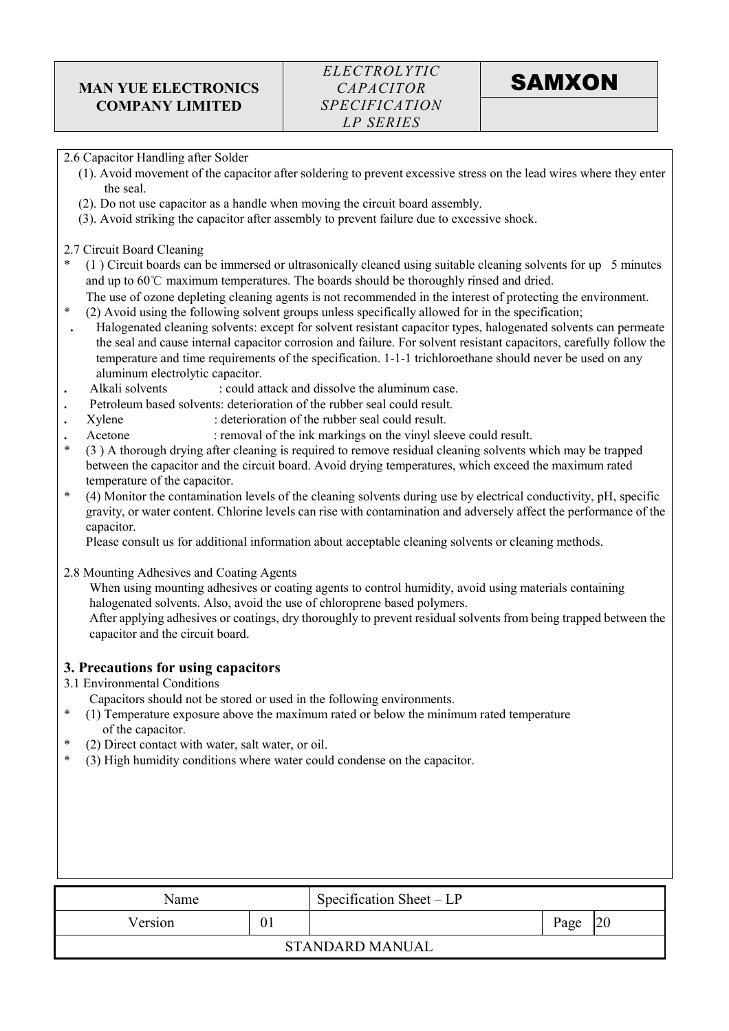2.6 Capacitor Handling after Solder

(1). Avoid movement of the capacitor after soldering to prevent excessive stress on the lead wires where they enter the seal.

(2). Do not use capacitor as a handle when moving the circuit board assembly.

(3). Avoid striking the capacitor after assembly to prevent failure due to excessive shock.

2.7 Circuit Board Cleaning

* (1 ) Circuit boards can be immersed or ultrasonically cleaned using suitable cleaning solvents for up 5 minutes and up to 60℃ maximum temperatures. The boards should be thoroughly rinsed and dried.
  The use of ozone depleting cleaning agents is not recommended in the interest of protecting the environment.
* (2) Avoid using the following solvent groups unless specifically allowed for in the specification;
  - Halogenated cleaning solvents: except for solvent resistant capacitor types, halogenated solvents can permeate the seal and cause internal capacitor corrosion and failure. For solvent resistant capacitors, carefully follow the temperature and time requirements of the specification. 1-1-1 trichloroethane should never be used on any aluminum electrolytic capacitor.
  - Alkali solvents : could attack and dissolve the aluminum case.
  - Petroleum based solvents: deterioration of the rubber seal could result.
  - Xylene : deterioration of the rubber seal could result.
  - Acetone : removal of the ink markings on the vinyl sleeve could result.
* (3 ) A thorough drying after cleaning is required to remove residual cleaning solvents which may be trapped between the capacitor and the circuit board. Avoid drying temperatures, which exceed the maximum rated temperature of the capacitor.
* (4) Monitor the contamination levels of the cleaning solvents during use by electrical conductivity, pH, specific gravity, or water content. Chlorine levels can rise with contamination and adversely affect the performance of the capacitor.
  Please consult us for additional information about acceptable cleaning solvents or cleaning methods.

2.8 Mounting Adhesives and Coating Agents

When using mounting adhesives or coating agents to control humidity, avoid using materials containing halogenated solvents. Also, avoid the use of chloroprene based polymers.

After applying adhesives or coatings, dry thoroughly to prevent residual solvents from being trapped between the capacitor and the circuit board.

### 3. Precautions for using capacitors

3.1 Environmental Conditions

Capacitors should not be stored or used in the following environments.

* (1) Temperature exposure above the maximum rated or below the minimum rated temperature of the capacitor.
* (2) Direct contact with water, salt water, or oil.
* (3) High humidity conditions where water could condense on the capacitor.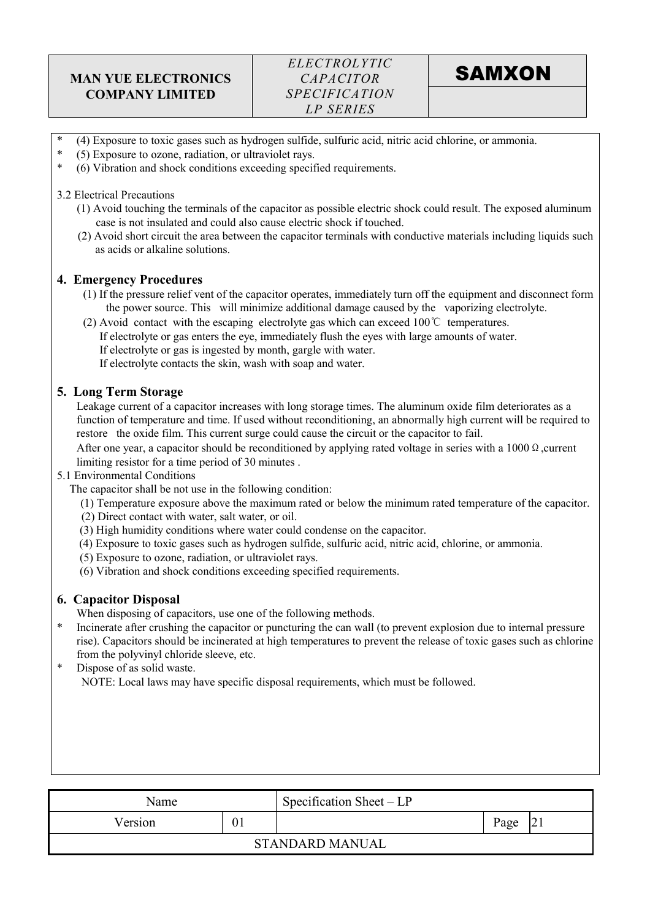- (4) Exposure to toxic gases such as hydrogen sulfide, sulfuric acid, nitric acid chlorine, or ammonia.
- (5) Exposure to ozone, radiation, or ultraviolet rays.
- (6) Vibration and shock conditions exceeding specified requirements.

3.2 Electrical Precautions

(1) Avoid touching the terminals of the capacitor as possible electric shock could result. The exposed aluminum case is not insulated and could also cause electric shock if touched.

(2) Avoid short circuit the area between the capacitor terminals with conductive materials including liquids such as acids or alkaline solutions.

## 4. Emergency Procedures

(1) If the pressure relief vent of the capacitor operates, immediately turn off the equipment and disconnect form the power source. This will minimize additional damage caused by the vaporizing electrolyte.

(2) Avoid contact with the escaping electrolyte gas which can exceed 100℃ temperatures.
If electrolyte or gas enters the eye, immediately flush the eyes with large amounts of water.
If electrolyte or gas is ingested by month, gargle with water.
If electrolyte contacts the skin, wash with soap and water.

## 5. Long Term Storage

Leakage current of a capacitor increases with long storage times. The aluminum oxide film deteriorates as a function of temperature and time. If used without reconditioning, an abnormally high current will be required to restore the oxide film. This current surge could cause the circuit or the capacitor to fail.
After one year, a capacitor should be reconditioned by applying rated voltage in series with a 1000 Ω ,current limiting resistor for a time period of 30 minutes .

5.1 Environmental Conditions

The capacitor shall be not use in the following condition:

(1) Temperature exposure above the maximum rated or below the minimum rated temperature of the capacitor.
(2) Direct contact with water, salt water, or oil.
(3) High humidity conditions where water could condense on the capacitor.
(4) Exposure to toxic gases such as hydrogen sulfide, sulfuric acid, nitric acid, chlorine, or ammonia.
(5) Exposure to ozone, radiation, or ultraviolet rays.
(6) Vibration and shock conditions exceeding specified requirements.

## 6. Capacitor Disposal

When disposing of capacitors, use one of the following methods.

- Incinerate after crushing the capacitor or puncturing the can wall (to prevent explosion due to internal pressure rise). Capacitors should be incinerated at high temperatures to prevent the release of toxic gases such as chlorine from the polyvinyl chloride sleeve, etc.
- Dispose of as solid waste.

NOTE: Local laws may have specific disposal requirements, which must be followed.